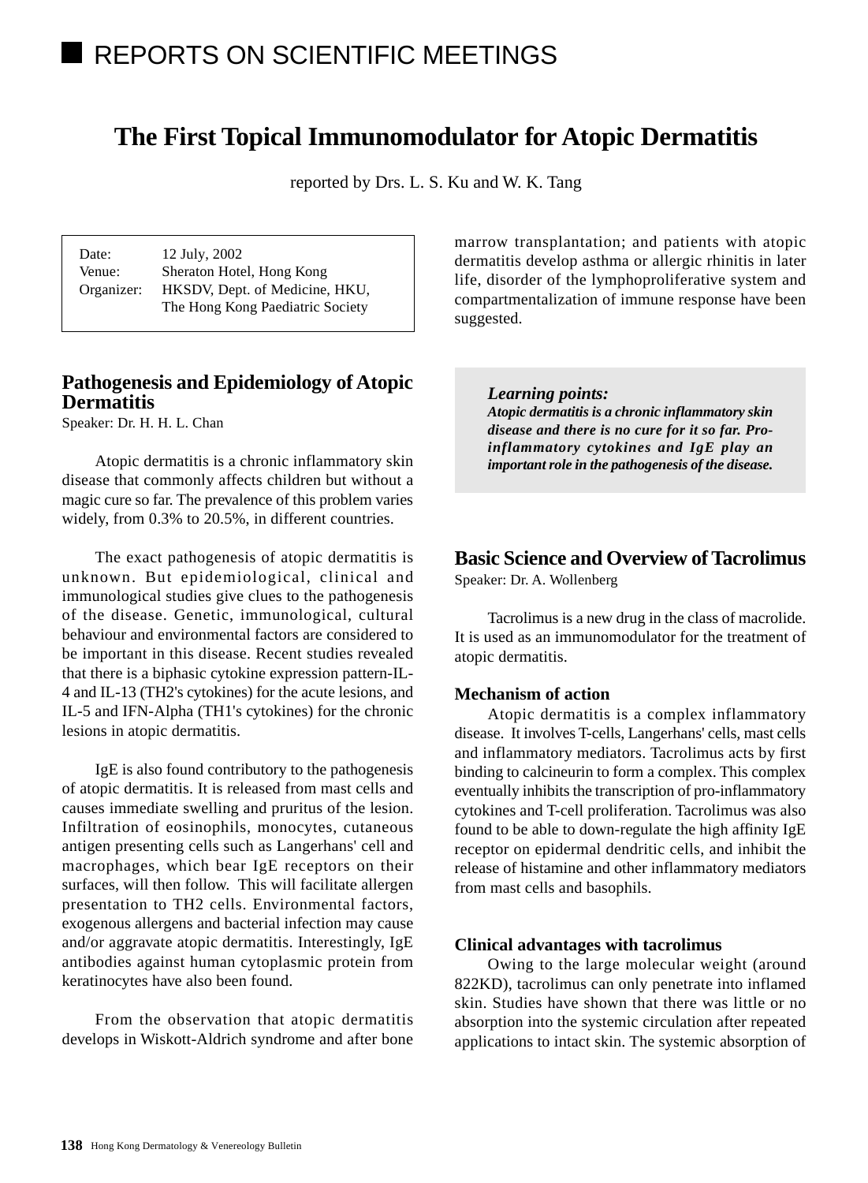# REPORTS ON SCIENTIFIC MEETINGS

## The First Topical Immunomodulator for Atopic Dermatitis

reported by Drs. L. S. Ku and W. K. Tang

| | |
|---|---|
| Date: | 12 July, 2002 |
| Venue: | Sheraton Hotel, Hong Kong |
| Organizer: | HKSDV, Dept. of Medicine, HKU, The Hong Kong Paediatric Society |

### Pathogenesis and Epidemiology of Atopic Dermatitis

Speaker: Dr. H. H. L. Chan

Atopic dermatitis is a chronic inflammatory skin disease that commonly affects children but without a magic cure so far. The prevalence of this problem varies widely, from 0.3% to 20.5%, in different countries.

The exact pathogenesis of atopic dermatitis is unknown. But epidemiological, clinical and immunological studies give clues to the pathogenesis of the disease. Genetic, immunological, cultural behaviour and environmental factors are considered to be important in this disease. Recent studies revealed that there is a biphasic cytokine expression pattern-IL-4 and IL-13 (TH2's cytokines) for the acute lesions, and IL-5 and IFN-Alpha (TH1's cytokines) for the chronic lesions in atopic dermatitis.

IgE is also found contributory to the pathogenesis of atopic dermatitis. It is released from mast cells and causes immediate swelling and pruritus of the lesion. Infiltration of eosinophils, monocytes, cutaneous antigen presenting cells such as Langerhans' cell and macrophages, which bear IgE receptors on their surfaces, will then follow. This will facilitate allergen presentation to TH2 cells. Environmental factors, exogenous allergens and bacterial infection may cause and/or aggravate atopic dermatitis. Interestingly, IgE antibodies against human cytoplasmic protein from keratinocytes have also been found.

From the observation that atopic dermatitis develops in Wiskott-Aldrich syndrome and after bone marrow transplantation; and patients with atopic dermatitis develop asthma or allergic rhinitis in later life, disorder of the lymphoproliferative system and compartmentalization of immune response have been suggested.

> ***Learning points:***
> ***Atopic dermatitis is a chronic inflammatory skin disease and there is no cure for it so far. Pro-inflammatory cytokines and IgE play an important role in the pathogenesis of the disease.***

### Basic Science and Overview of Tacrolimus

Speaker: Dr. A. Wollenberg

Tacrolimus is a new drug in the class of macrolide. It is used as an immunomodulator for the treatment of atopic dermatitis.

#### Mechanism of action

Atopic dermatitis is a complex inflammatory disease. It involves T-cells, Langerhans' cells, mast cells and inflammatory mediators. Tacrolimus acts by first binding to calcineurin to form a complex. This complex eventually inhibits the transcription of pro-inflammatory cytokines and T-cell proliferation. Tacrolimus was also found to be able to down-regulate the high affinity IgE receptor on epidermal dendritic cells, and inhibit the release of histamine and other inflammatory mediators from mast cells and basophils.

#### Clinical advantages with tacrolimus

Owing to the large molecular weight (around 822KD), tacrolimus can only penetrate into inflamed skin. Studies have shown that there was little or no absorption into the systemic circulation after repeated applications to intact skin. The systemic absorption of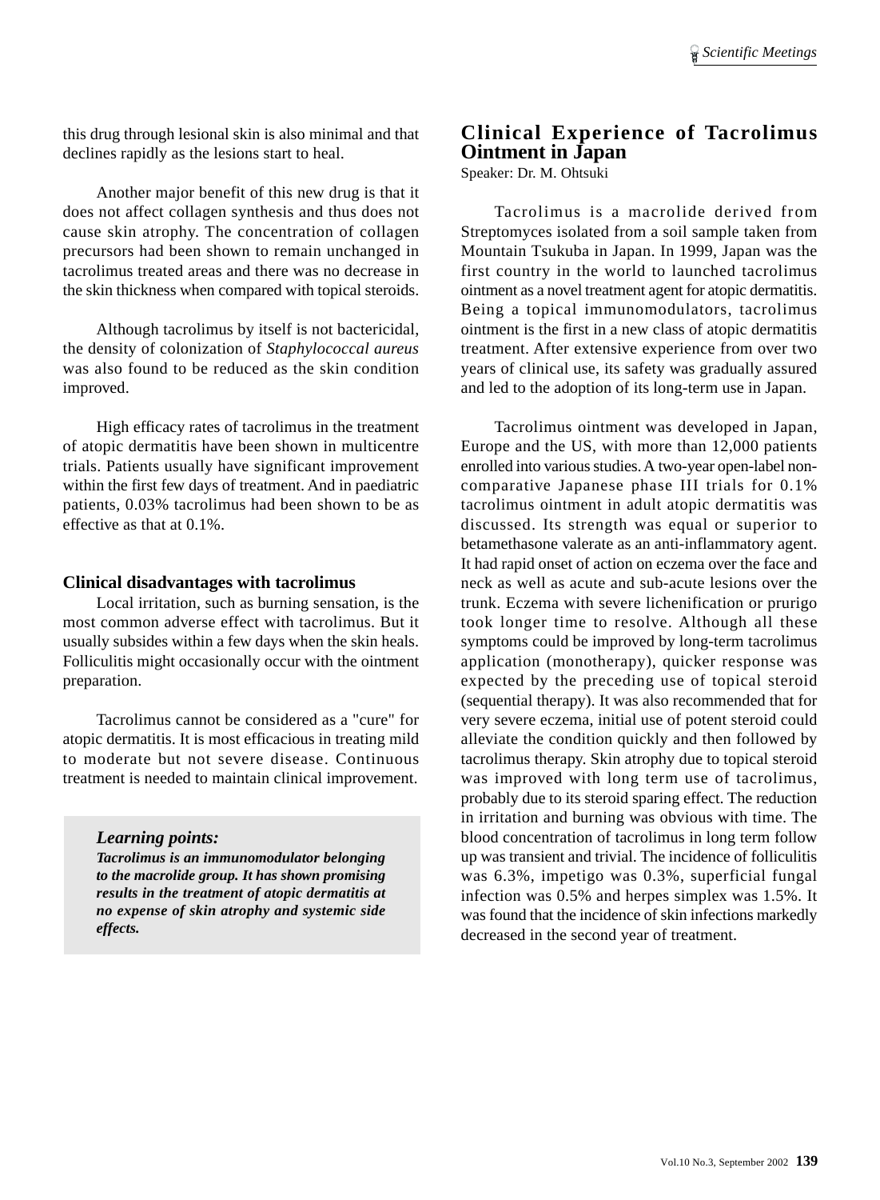this drug through lesional skin is also minimal and that declines rapidly as the lesions start to heal.

Another major benefit of this new drug is that it does not affect collagen synthesis and thus does not cause skin atrophy. The concentration of collagen precursors had been shown to remain unchanged in tacrolimus treated areas and there was no decrease in the skin thickness when compared with topical steroids.

Although tacrolimus by itself is not bactericidal, the density of colonization of *Staphylococcal aureus* was also found to be reduced as the skin condition improved.

High efficacy rates of tacrolimus in the treatment of atopic dermatitis have been shown in multicentre trials. Patients usually have significant improvement within the first few days of treatment. And in paediatric patients, 0.03% tacrolimus had been shown to be as effective as that at 0.1%.

### Clinical disadvantages with tacrolimus

Local irritation, such as burning sensation, is the most common adverse effect with tacrolimus. But it usually subsides within a few days when the skin heals. Folliculitis might occasionally occur with the ointment preparation.

Tacrolimus cannot be considered as a "cure" for atopic dermatitis. It is most efficacious in treating mild to moderate but not severe disease. Continuous treatment is needed to maintain clinical improvement.

> ***Learning points:***
> ***Tacrolimus is an immunomodulator belonging to the macrolide group. It has shown promising results in the treatment of atopic dermatitis at no expense of skin atrophy and systemic side effects.***

## Clinical Experience of Tacrolimus Ointment in Japan

Speaker: Dr. M. Ohtsuki

Tacrolimus is a macrolide derived from Streptomyces isolated from a soil sample taken from Mountain Tsukuba in Japan. In 1999, Japan was the first country in the world to launched tacrolimus ointment as a novel treatment agent for atopic dermatitis. Being a topical immunomodulators, tacrolimus ointment is the first in a new class of atopic dermatitis treatment. After extensive experience from over two years of clinical use, its safety was gradually assured and led to the adoption of its long-term use in Japan.

Tacrolimus ointment was developed in Japan, Europe and the US, with more than 12,000 patients enrolled into various studies. A two-year open-label non-comparative Japanese phase III trials for 0.1% tacrolimus ointment in adult atopic dermatitis was discussed. Its strength was equal or superior to betamethasone valerate as an anti-inflammatory agent. It had rapid onset of action on eczema over the face and neck as well as acute and sub-acute lesions over the trunk. Eczema with severe lichenification or prurigo took longer time to resolve. Although all these symptoms could be improved by long-term tacrolimus application (monotherapy), quicker response was expected by the preceding use of topical steroid (sequential therapy). It was also recommended that for very severe eczema, initial use of potent steroid could alleviate the condition quickly and then followed by tacrolimus therapy. Skin atrophy due to topical steroid was improved with long term use of tacrolimus, probably due to its steroid sparing effect. The reduction in irritation and burning was obvious with time. The blood concentration of tacrolimus in long term follow up was transient and trivial. The incidence of folliculitis was 6.3%, impetigo was 0.3%, superficial fungal infection was 0.5% and herpes simplex was 1.5%. It was found that the incidence of skin infections markedly decreased in the second year of treatment.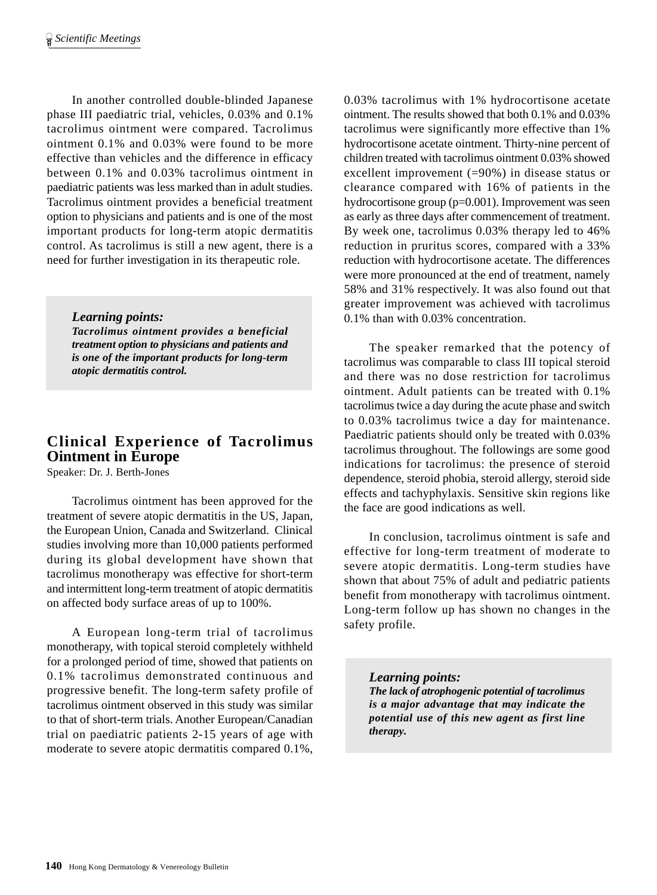In another controlled double-blinded Japanese phase III paediatric trial, vehicles, 0.03% and 0.1% tacrolimus ointment were compared. Tacrolimus ointment 0.1% and 0.03% were found to be more effective than vehicles and the difference in efficacy between 0.1% and 0.03% tacrolimus ointment in paediatric patients was less marked than in adult studies. Tacrolimus ointment provides a beneficial treatment option to physicians and patients and is one of the most important products for long-term atopic dermatitis control. As tacrolimus is still a new agent, there is a need for further investigation in its therapeutic role.

> ***Learning points:***
> ***Tacrolimus ointment provides a beneficial treatment option to physicians and patients and is one of the important products for long-term atopic dermatitis control.***

## Clinical Experience of Tacrolimus Ointment in Europe

Speaker: Dr. J. Berth-Jones

Tacrolimus ointment has been approved for the treatment of severe atopic dermatitis in the US, Japan, the European Union, Canada and Switzerland. Clinical studies involving more than 10,000 patients performed during its global development have shown that tacrolimus monotherapy was effective for short-term and intermittent long-term treatment of atopic dermatitis on affected body surface areas of up to 100%.

A European long-term trial of tacrolimus monotherapy, with topical steroid completely withheld for a prolonged period of time, showed that patients on 0.1% tacrolimus demonstrated continuous and progressive benefit. The long-term safety profile of tacrolimus ointment observed in this study was similar to that of short-term trials. Another European/Canadian trial on paediatric patients 2-15 years of age with moderate to severe atopic dermatitis compared 0.1%, 0.03% tacrolimus with 1% hydrocortisone acetate ointment. The results showed that both 0.1% and 0.03% tacrolimus were significantly more effective than 1% hydrocortisone acetate ointment. Thirty-nine percent of children treated with tacrolimus ointment 0.03% showed excellent improvement (=90%) in disease status or clearance compared with 16% of patients in the hydrocortisone group ($p=0.001$). Improvement was seen as early as three days after commencement of treatment. By week one, tacrolimus 0.03% therapy led to 46% reduction in pruritus scores, compared with a 33% reduction with hydrocortisone acetate. The differences were more pronounced at the end of treatment, namely 58% and 31% respectively. It was also found out that greater improvement was achieved with tacrolimus 0.1% than with 0.03% concentration.

The speaker remarked that the potency of tacrolimus was comparable to class III topical steroid and there was no dose restriction for tacrolimus ointment. Adult patients can be treated with 0.1% tacrolimus twice a day during the acute phase and switch to 0.03% tacrolimus twice a day for maintenance. Paediatric patients should only be treated with 0.03% tacrolimus throughout. The followings are some good indications for tacrolimus: the presence of steroid dependence, steroid phobia, steroid allergy, steroid side effects and tachyphylaxis. Sensitive skin regions like the face are good indications as well.

In conclusion, tacrolimus ointment is safe and effective for long-term treatment of moderate to severe atopic dermatitis. Long-term studies have shown that about 75% of adult and pediatric patients benefit from monotherapy with tacrolimus ointment. Long-term follow up has shown no changes in the safety profile.

> ***Learning points:***
> ***The lack of atrophogenic potential of tacrolimus is a major advantage that may indicate the potential use of this new agent as first line therapy.***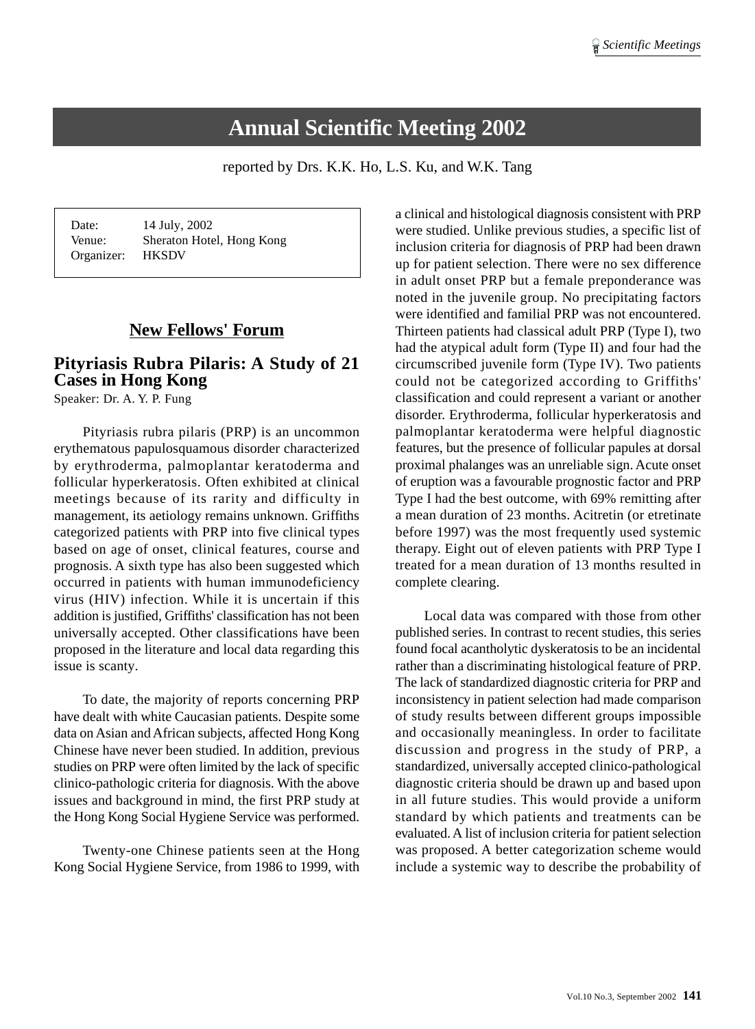# Annual Scientific Meeting 2002

reported by Drs. K.K. Ho, L.S. Ku, and W.K. Tang

| | |
|---|---|
| Date: | 14 July, 2002 |
| Venue: | Sheraton Hotel, Hong Kong |
| Organizer: | HKSDV |

## New Fellows' Forum

### Pityriasis Rubra Pilaris: A Study of 21 Cases in Hong Kong

Speaker: Dr. A. Y. P. Fung

Pityriasis rubra pilaris (PRP) is an uncommon erythematous papulosquamous disorder characterized by erythroderma, palmoplantar keratoderma and follicular hyperkeratosis. Often exhibited at clinical meetings because of its rarity and difficulty in management, its aetiology remains unknown. Griffiths categorized patients with PRP into five clinical types based on age of onset, clinical features, course and prognosis. A sixth type has also been suggested which occurred in patients with human immunodeficiency virus (HIV) infection. While it is uncertain if this addition is justified, Griffiths' classification has not been universally accepted. Other classifications have been proposed in the literature and local data regarding this issue is scanty.

To date, the majority of reports concerning PRP have dealt with white Caucasian patients. Despite some data on Asian and African subjects, affected Hong Kong Chinese have never been studied. In addition, previous studies on PRP were often limited by the lack of specific clinico-pathologic criteria for diagnosis. With the above issues and background in mind, the first PRP study at the Hong Kong Social Hygiene Service was performed.

Twenty-one Chinese patients seen at the Hong Kong Social Hygiene Service, from 1986 to 1999, with a clinical and histological diagnosis consistent with PRP were studied. Unlike previous studies, a specific list of inclusion criteria for diagnosis of PRP had been drawn up for patient selection. There were no sex difference in adult onset PRP but a female preponderance was noted in the juvenile group. No precipitating factors were identified and familial PRP was not encountered. Thirteen patients had classical adult PRP (Type I), two had the atypical adult form (Type II) and four had the circumscribed juvenile form (Type IV). Two patients could not be categorized according to Griffiths' classification and could represent a variant or another disorder. Erythroderma, follicular hyperkeratosis and palmoplantar keratoderma were helpful diagnostic features, but the presence of follicular papules at dorsal proximal phalanges was an unreliable sign. Acute onset of eruption was a favourable prognostic factor and PRP Type I had the best outcome, with 69% remitting after a mean duration of 23 months. Acitretin (or etretinate before 1997) was the most frequently used systemic therapy. Eight out of eleven patients with PRP Type I treated for a mean duration of 13 months resulted in complete clearing.

Local data was compared with those from other published series. In contrast to recent studies, this series found focal acantholytic dyskeratosis to be an incidental rather than a discriminating histological feature of PRP. The lack of standardized diagnostic criteria for PRP and inconsistency in patient selection had made comparison of study results between different groups impossible and occasionally meaningless. In order to facilitate discussion and progress in the study of PRP, a standardized, universally accepted clinico-pathological diagnostic criteria should be drawn up and based upon in all future studies. This would provide a uniform standard by which patients and treatments can be evaluated. A list of inclusion criteria for patient selection was proposed. A better categorization scheme would include a systemic way to describe the probability of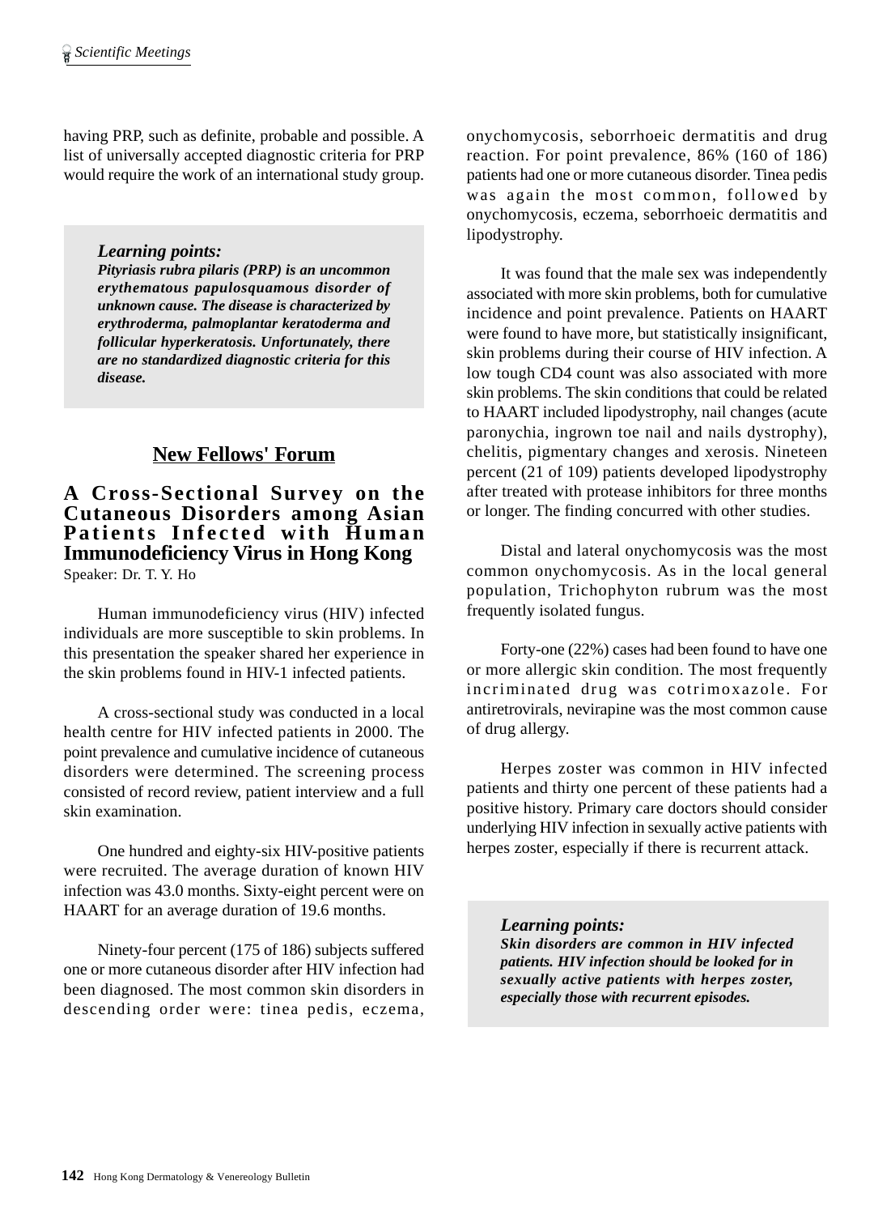having PRP, such as definite, probable and possible. A list of universally accepted diagnostic criteria for PRP would require the work of an international study group.

> ***Learning points:***
> ***Pityriasis rubra pilaris (PRP) is an uncommon erythematous papulosquamous disorder of unknown cause. The disease is characterized by erythroderma, palmoplantar keratoderma and follicular hyperkeratosis. Unfortunately, there are no standardized diagnostic criteria for this disease.***

## New Fellows' Forum

### A Cross-Sectional Survey on the Cutaneous Disorders among Asian Patients Infected with Human Immunodeficiency Virus in Hong Kong

Speaker: Dr. T. Y. Ho

Human immunodeficiency virus (HIV) infected individuals are more susceptible to skin problems. In this presentation the speaker shared her experience in the skin problems found in HIV-1 infected patients.

A cross-sectional study was conducted in a local health centre for HIV infected patients in 2000. The point prevalence and cumulative incidence of cutaneous disorders were determined. The screening process consisted of record review, patient interview and a full skin examination.

One hundred and eighty-six HIV-positive patients were recruited. The average duration of known HIV infection was 43.0 months. Sixty-eight percent were on HAART for an average duration of 19.6 months.

Ninety-four percent (175 of 186) subjects suffered one or more cutaneous disorder after HIV infection had been diagnosed. The most common skin disorders in descending order were: tinea pedis, eczema, onychomycosis, seborrhoeic dermatitis and drug reaction. For point prevalence, 86% (160 of 186) patients had one or more cutaneous disorder. Tinea pedis was again the most common, followed by onychomycosis, eczema, seborrhoeic dermatitis and lipodystrophy.

It was found that the male sex was independently associated with more skin problems, both for cumulative incidence and point prevalence. Patients on HAART were found to have more, but statistically insignificant, skin problems during their course of HIV infection. A low tough CD4 count was also associated with more skin problems. The skin conditions that could be related to HAART included lipodystrophy, nail changes (acute paronychia, ingrown toe nail and nails dystrophy), chelitis, pigmentary changes and xerosis. Nineteen percent (21 of 109) patients developed lipodystrophy after treated with protease inhibitors for three months or longer. The finding concurred with other studies.

Distal and lateral onychomycosis was the most common onychomycosis. As in the local general population, Trichophyton rubrum was the most frequently isolated fungus.

Forty-one (22%) cases had been found to have one or more allergic skin condition. The most frequently incriminated drug was cotrimoxazole. For antiretrovirals, nevirapine was the most common cause of drug allergy.

Herpes zoster was common in HIV infected patients and thirty one percent of these patients had a positive history. Primary care doctors should consider underlying HIV infection in sexually active patients with herpes zoster, especially if there is recurrent attack.

> ***Learning points:***
> ***Skin disorders are common in HIV infected patients. HIV infection should be looked for in sexually active patients with herpes zoster, especially those with recurrent episodes.***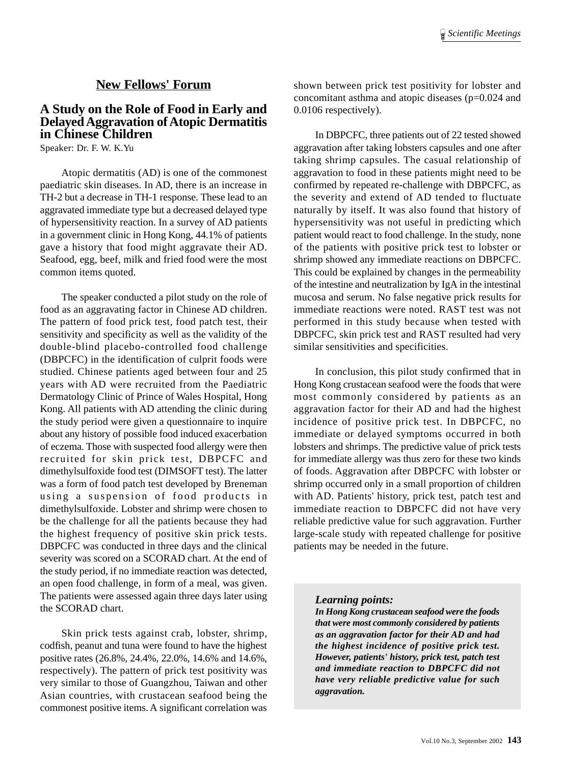## New Fellows' Forum

### A Study on the Role of Food in Early and Delayed Aggravation of Atopic Dermatitis in Chinese Children

Speaker: Dr. F. W. K.Yu

Atopic dermatitis (AD) is one of the commonest paediatric skin diseases. In AD, there is an increase in TH-2 but a decrease in TH-1 response. These lead to an aggravated immediate type but a decreased delayed type of hypersensitivity reaction. In a survey of AD patients in a government clinic in Hong Kong, 44.1% of patients gave a history that food might aggravate their AD. Seafood, egg, beef, milk and fried food were the most common items quoted.

The speaker conducted a pilot study on the role of food as an aggravating factor in Chinese AD children. The pattern of food prick test, food patch test, their sensitivity and specificity as well as the validity of the double-blind placebo-controlled food challenge (DBPCFC) in the identification of culprit foods were studied. Chinese patients aged between four and 25 years with AD were recruited from the Paediatric Dermatology Clinic of Prince of Wales Hospital, Hong Kong. All patients with AD attending the clinic during the study period were given a questionnaire to inquire about any history of possible food induced exacerbation of eczema. Those with suspected food allergy were then recruited for skin prick test, DBPCFC and dimethylsulfoxide food test (DIMSOFT test). The latter was a form of food patch test developed by Breneman using a suspension of food products in dimethylsulfoxide. Lobster and shrimp were chosen to be the challenge for all the patients because they had the highest frequency of positive skin prick tests. DBPCFC was conducted in three days and the clinical severity was scored on a SCORAD chart. At the end of the study period, if no immediate reaction was detected, an open food challenge, in form of a meal, was given. The patients were assessed again three days later using the SCORAD chart.

Skin prick tests against crab, lobster, shrimp, codfish, peanut and tuna were found to have the highest positive rates (26.8%, 24.4%, 22.0%, 14.6% and 14.6%, respectively). The pattern of prick test positivity was very similar to those of Guangzhou, Taiwan and other Asian countries, with crustacean seafood being the commonest positive items. A significant correlation was shown between prick test positivity for lobster and concomitant asthma and atopic diseases (p=0.024 and 0.0106 respectively).

In DBPCFC, three patients out of 22 tested showed aggravation after taking lobsters capsules and one after taking shrimp capsules. The casual relationship of aggravation to food in these patients might need to be confirmed by repeated re-challenge with DBPCFC, as the severity and extend of AD tended to fluctuate naturally by itself. It was also found that history of hypersensitivity was not useful in predicting which patient would react to food challenge. In the study, none of the patients with positive prick test to lobster or shrimp showed any immediate reactions on DBPCFC. This could be explained by changes in the permeability of the intestine and neutralization by IgA in the intestinal mucosa and serum. No false negative prick results for immediate reactions were noted. RAST test was not performed in this study because when tested with DBPCFC, skin prick test and RAST resulted had very similar sensitivities and specificities.

In conclusion, this pilot study confirmed that in Hong Kong crustacean seafood were the foods that were most commonly considered by patients as an aggravation factor for their AD and had the highest incidence of positive prick test. In DBPCFC, no immediate or delayed symptoms occurred in both lobsters and shrimps. The predictive value of prick tests for immediate allergy was thus zero for these two kinds of foods. Aggravation after DBPCFC with lobster or shrimp occurred only in a small proportion of children with AD. Patients' history, prick test, patch test and immediate reaction to DBPCFC did not have very reliable predictive value for such aggravation. Further large-scale study with repeated challenge for positive patients may be needed in the future.

> ***Learning points:***
> ***In Hong Kong crustacean seafood were the foods that were most commonly considered by patients as an aggravation factor for their AD and had the highest incidence of positive prick test. However, patients' history, prick test, patch test and immediate reaction to DBPCFC did not have very reliable predictive value for such aggravation.***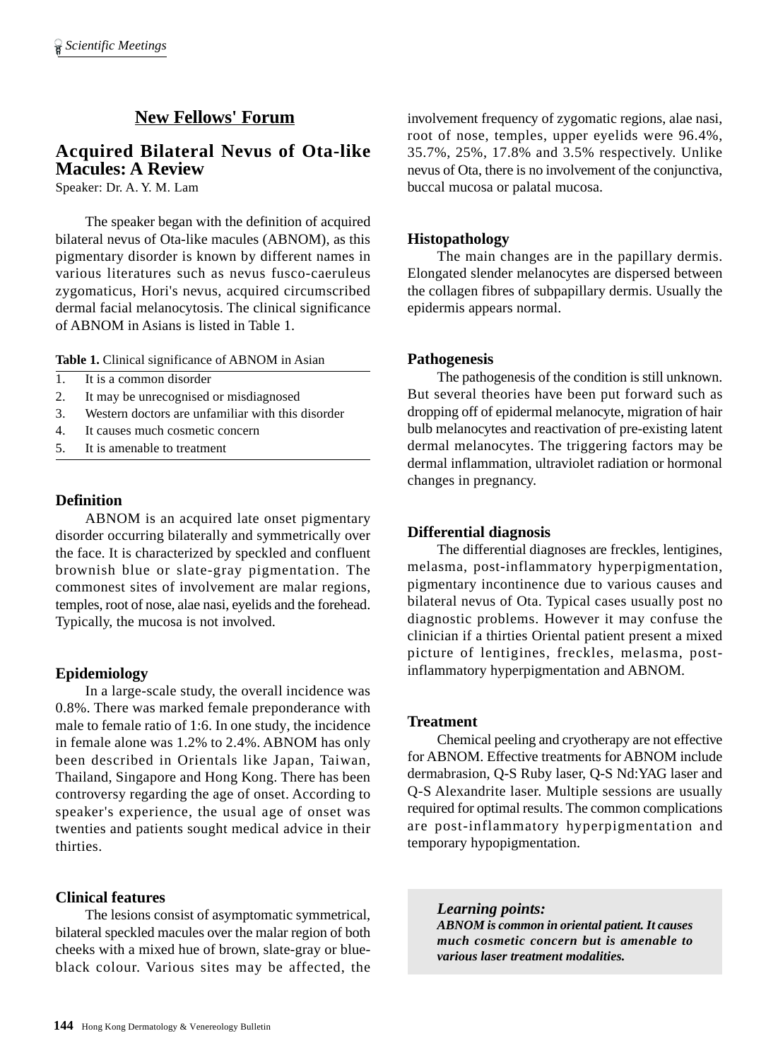## New Fellows' Forum

### Acquired Bilateral Nevus of Ota-like Macules: A Review

Speaker: Dr. A. Y. M. Lam

The speaker began with the definition of acquired bilateral nevus of Ota-like macules (ABNOM), as this pigmentary disorder is known by different names in various literatures such as nevus fusco-caeruleus zygomaticus, Hori's nevus, acquired circumscribed dermal facial melanocytosis. The clinical significance of ABNOM in Asians is listed in Table 1.

**Table 1.** Clinical significance of ABNOM in Asian

| | |
|---|---|
| 1. | It is a common disorder |
| 2. | It may be unrecognised or misdiagnosed |
| 3. | Western doctors are unfamiliar with this disorder |
| 4. | It causes much cosmetic concern |
| 5. | It is amenable to treatment |

#### Definition

ABNOM is an acquired late onset pigmentary disorder occurring bilaterally and symmetrically over the face. It is characterized by speckled and confluent brownish blue or slate-gray pigmentation. The commonest sites of involvement are malar regions, temples, root of nose, alae nasi, eyelids and the forehead. Typically, the mucosa is not involved.

#### Epidemiology

In a large-scale study, the overall incidence was 0.8%. There was marked female preponderance with male to female ratio of 1:6. In one study, the incidence in female alone was 1.2% to 2.4%. ABNOM has only been described in Orientals like Japan, Taiwan, Thailand, Singapore and Hong Kong. There has been controversy regarding the age of onset. According to speaker's experience, the usual age of onset was twenties and patients sought medical advice in their thirties.

#### Clinical features

The lesions consist of asymptomatic symmetrical, bilateral speckled macules over the malar region of both cheeks with a mixed hue of brown, slate-gray or blue-black colour. Various sites may be affected, the involvement frequency of zygomatic regions, alae nasi, root of nose, temples, upper eyelids were 96.4%, 35.7%, 25%, 17.8% and 3.5% respectively. Unlike nevus of Ota, there is no involvement of the conjunctiva, buccal mucosa or palatal mucosa.

#### Histopathology

The main changes are in the papillary dermis. Elongated slender melanocytes are dispersed between the collagen fibres of subpapillary dermis. Usually the epidermis appears normal.

#### Pathogenesis

The pathogenesis of the condition is still unknown. But several theories have been put forward such as dropping off of epidermal melanocyte, migration of hair bulb melanocytes and reactivation of pre-existing latent dermal melanocytes. The triggering factors may be dermal inflammation, ultraviolet radiation or hormonal changes in pregnancy.

#### Differential diagnosis

The differential diagnoses are freckles, lentigines, melasma, post-inflammatory hyperpigmentation, pigmentary incontinence due to various causes and bilateral nevus of Ota. Typical cases usually post no diagnostic problems. However it may confuse the clinician if a thirties Oriental patient present a mixed picture of lentigines, freckles, melasma, post-inflammatory hyperpigmentation and ABNOM.

#### Treatment

Chemical peeling and cryotherapy are not effective for ABNOM. Effective treatments for ABNOM include dermabrasion, Q-S Ruby laser, Q-S Nd:YAG laser and Q-S Alexandrite laser. Multiple sessions are usually required for optimal results. The common complications are post-inflammatory hyperpigmentation and temporary hypopigmentation.

> ***Learning points:***
> ***ABNOM is common in oriental patient. It causes much cosmetic concern but is amenable to various laser treatment modalities.***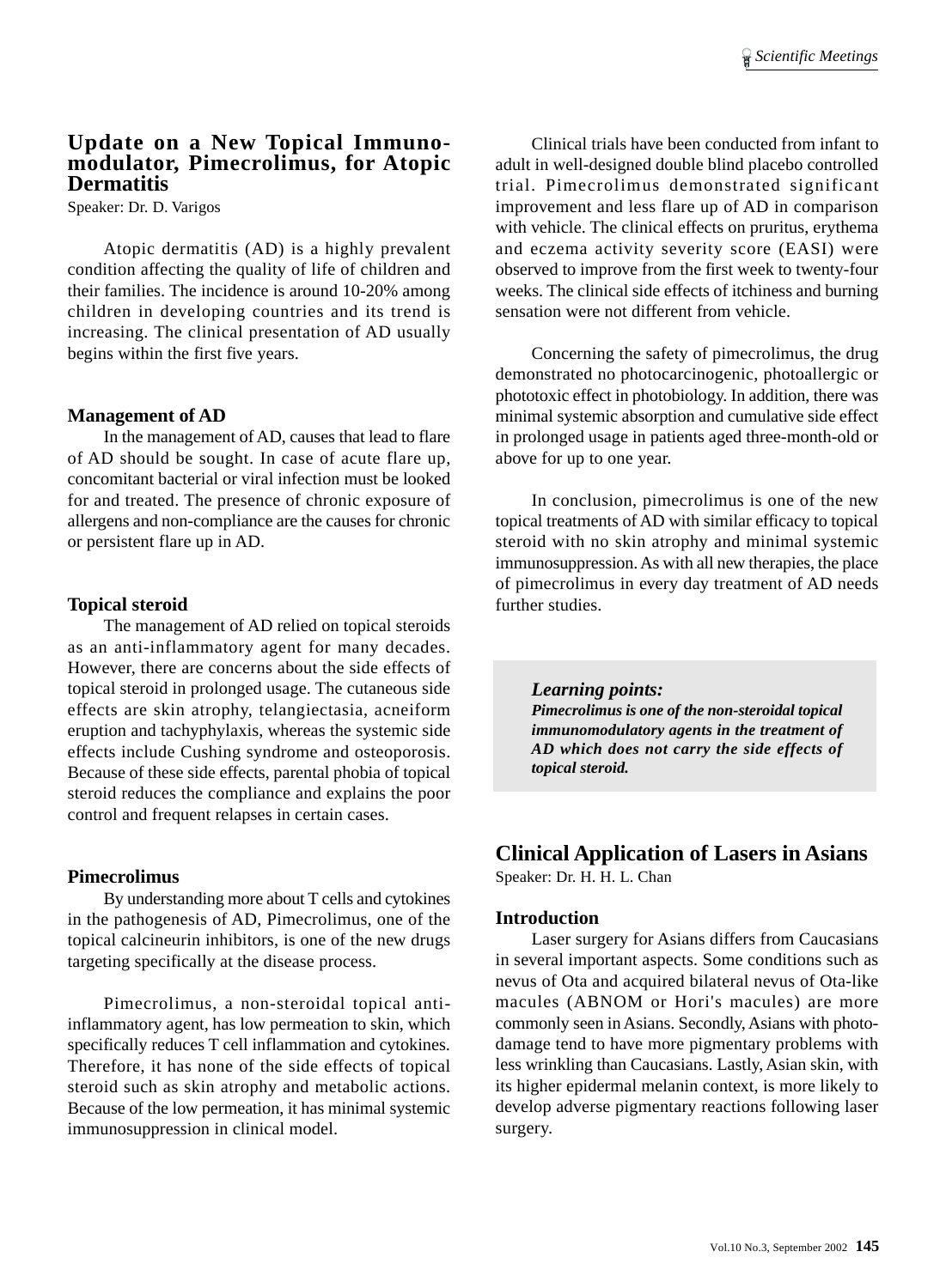## Update on a New Topical Immunomodulator, Pimecrolimus, for Atopic Dermatitis

Speaker: Dr. D. Varigos

Atopic dermatitis (AD) is a highly prevalent condition affecting the quality of life of children and their families. The incidence is around 10-20% among children in developing countries and its trend is increasing. The clinical presentation of AD usually begins within the first five years.

### Management of AD

In the management of AD, causes that lead to flare of AD should be sought. In case of acute flare up, concomitant bacterial or viral infection must be looked for and treated. The presence of chronic exposure of allergens and non-compliance are the causes for chronic or persistent flare up in AD.

### Topical steroid

The management of AD relied on topical steroids as an anti-inflammatory agent for many decades. However, there are concerns about the side effects of topical steroid in prolonged usage. The cutaneous side effects are skin atrophy, telangiectasia, acneiform eruption and tachyphylaxis, whereas the systemic side effects include Cushing syndrome and osteoporosis. Because of these side effects, parental phobia of topical steroid reduces the compliance and explains the poor control and frequent relapses in certain cases.

### Pimecrolimus

By understanding more about T cells and cytokines in the pathogenesis of AD, Pimecrolimus, one of the topical calcineurin inhibitors, is one of the new drugs targeting specifically at the disease process.

Pimecrolimus, a non-steroidal topical anti-inflammatory agent, has low permeation to skin, which specifically reduces T cell inflammation and cytokines. Therefore, it has none of the side effects of topical steroid such as skin atrophy and metabolic actions. Because of the low permeation, it has minimal systemic immunosuppression in clinical model.

Clinical trials have been conducted from infant to adult in well-designed double blind placebo controlled trial. Pimecrolimus demonstrated significant improvement and less flare up of AD in comparison with vehicle. The clinical effects on pruritus, erythema and eczema activity severity score (EASI) were observed to improve from the first week to twenty-four weeks. The clinical side effects of itchiness and burning sensation were not different from vehicle.

Concerning the safety of pimecrolimus, the drug demonstrated no photocarcinogenic, photoallergic or phototoxic effect in photobiology. In addition, there was minimal systemic absorption and cumulative side effect in prolonged usage in patients aged three-month-old or above for up to one year.

In conclusion, pimecrolimus is one of the new topical treatments of AD with similar efficacy to topical steroid with no skin atrophy and minimal systemic immunosuppression. As with all new therapies, the place of pimecrolimus in every day treatment of AD needs further studies.

> ***Learning points:***
> ***Pimecrolimus is one of the non-steroidal topical immunomodulatory agents in the treatment of AD which does not carry the side effects of topical steroid.***

## Clinical Application of Lasers in Asians

Speaker: Dr. H. H. L. Chan

### Introduction

Laser surgery for Asians differs from Caucasians in several important aspects. Some conditions such as nevus of Ota and acquired bilateral nevus of Ota-like macules (ABNOM or Hori's macules) are more commonly seen in Asians. Secondly, Asians with photo-damage tend to have more pigmentary problems with less wrinkling than Caucasians. Lastly, Asian skin, with its higher epidermal melanin context, is more likely to develop adverse pigmentary reactions following laser surgery.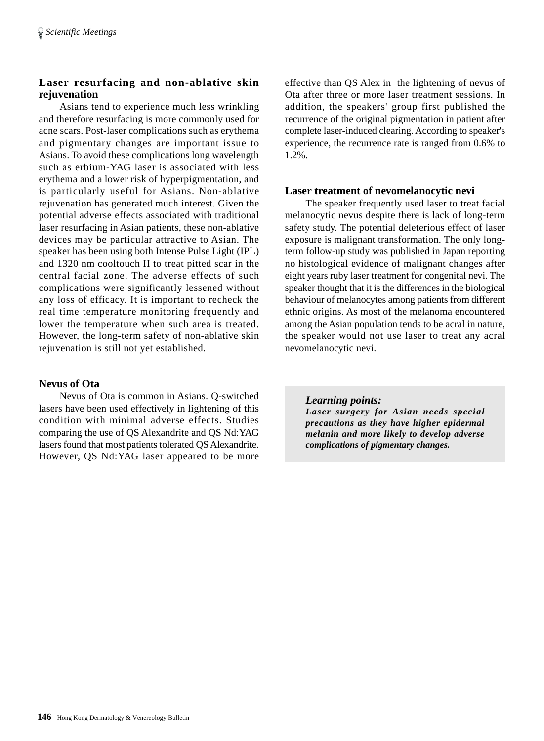### Laser resurfacing and non-ablative skin rejuvenation

Asians tend to experience much less wrinkling and therefore resurfacing is more commonly used for acne scars. Post-laser complications such as erythema and pigmentary changes are important issue to Asians. To avoid these complications long wavelength such as erbium-YAG laser is associated with less erythema and a lower risk of hyperpigmentation, and is particularly useful for Asians. Non-ablative rejuvenation has generated much interest. Given the potential adverse effects associated with traditional laser resurfacing in Asian patients, these non-ablative devices may be particular attractive to Asian. The speaker has been using both Intense Pulse Light (IPL) and 1320 nm cooltouch II to treat pitted scar in the central facial zone. The adverse effects of such complications were significantly lessened without any loss of efficacy. It is important to recheck the real time temperature monitoring frequently and lower the temperature when such area is treated. However, the long-term safety of non-ablative skin rejuvenation is still not yet established.

### Nevus of Ota

Nevus of Ota is common in Asians. Q-switched lasers have been used effectively in lightening of this condition with minimal adverse effects. Studies comparing the use of QS Alexandrite and QS Nd:YAG lasers found that most patients tolerated QS Alexandrite. However, QS Nd:YAG laser appeared to be more effective than QS Alex in the lightening of nevus of Ota after three or more laser treatment sessions. In addition, the speakers' group first published the recurrence of the original pigmentation in patient after complete laser-induced clearing. According to speaker's experience, the recurrence rate is ranged from 0.6% to 1.2%.

### Laser treatment of nevomelanocytic nevi

The speaker frequently used laser to treat facial melanocytic nevus despite there is lack of long-term safety study. The potential deleterious effect of laser exposure is malignant transformation. The only long-term follow-up study was published in Japan reporting no histological evidence of malignant changes after eight years ruby laser treatment for congenital nevi. The speaker thought that it is the differences in the biological behaviour of melanocytes among patients from different ethnic origins. As most of the melanoma encountered among the Asian population tends to be acral in nature, the speaker would not use laser to treat any acral nevomelanocytic nevi.

> ***Learning points:***
> ***Laser surgery for Asian needs special precautions as they have higher epidermal melanin and more likely to develop adverse complications of pigmentary changes.***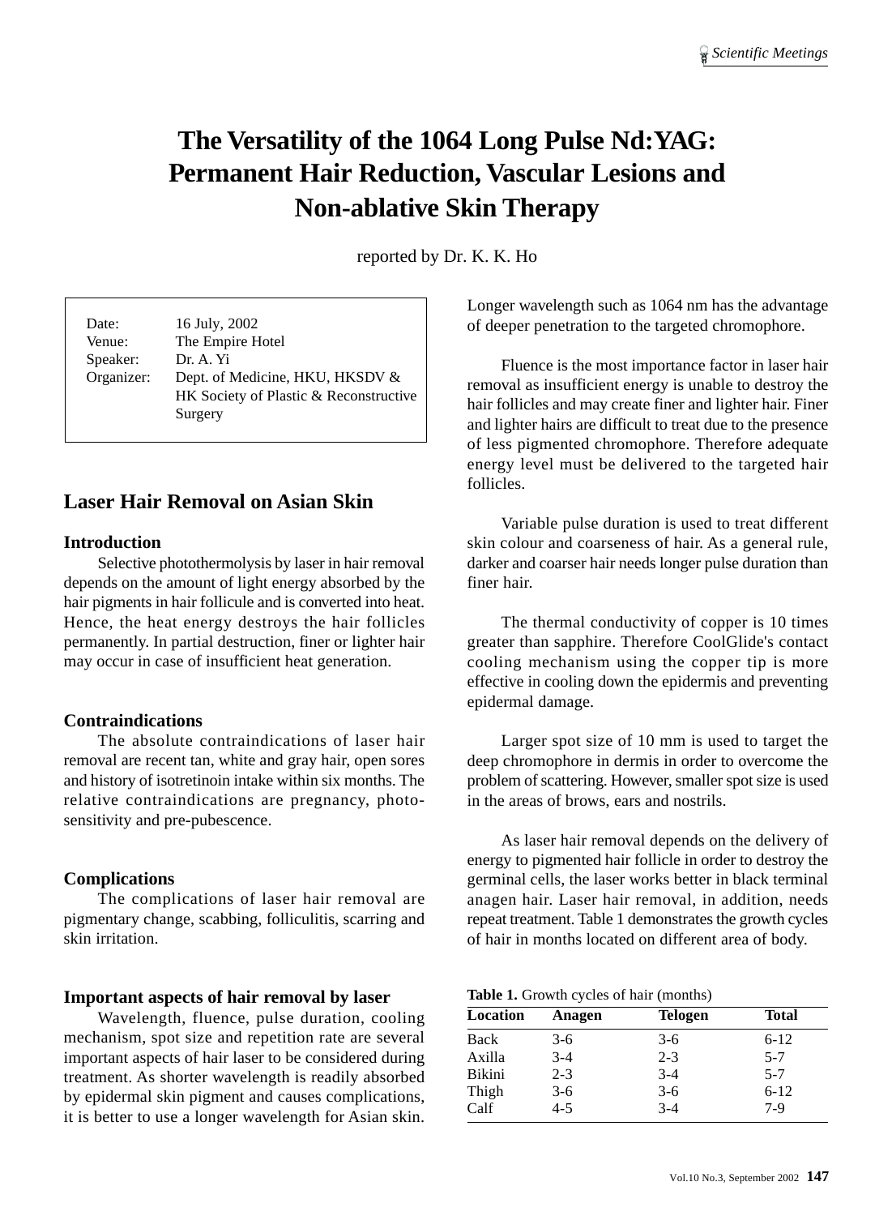# The Versatility of the 1064 Long Pulse Nd:YAG: Permanent Hair Reduction, Vascular Lesions and Non-ablative Skin Therapy

reported by Dr. K. K. Ho

| | |
|---|---|
| Date: | 16 July, 2002 |
| Venue: | The Empire Hotel |
| Speaker: | Dr. A. Yi |
| Organizer: | Dept. of Medicine, HKU, HKSDV & HK Society of Plastic & Reconstructive Surgery |

## Laser Hair Removal on Asian Skin

### Introduction

Selective photothermolysis by laser in hair removal depends on the amount of light energy absorbed by the hair pigments in hair follicule and is converted into heat. Hence, the heat energy destroys the hair follicles permanently. In partial destruction, finer or lighter hair may occur in case of insufficient heat generation.

### Contraindications

The absolute contraindications of laser hair removal are recent tan, white and gray hair, open sores and history of isotretinoin intake within six months. The relative contraindications are pregnancy, photo-sensitivity and pre-pubescence.

### Complications

The complications of laser hair removal are pigmentary change, scabbing, folliculitis, scarring and skin irritation.

### Important aspects of hair removal by laser

Wavelength, fluence, pulse duration, cooling mechanism, spot size and repetition rate are several important aspects of hair laser to be considered during treatment. As shorter wavelength is readily absorbed by epidermal skin pigment and causes complications, it is better to use a longer wavelength for Asian skin. Longer wavelength such as 1064 nm has the advantage of deeper penetration to the targeted chromophore.

Fluence is the most importance factor in laser hair removal as insufficient energy is unable to destroy the hair follicles and may create finer and lighter hair. Finer and lighter hairs are difficult to treat due to the presence of less pigmented chromophore. Therefore adequate energy level must be delivered to the targeted hair follicles.

Variable pulse duration is used to treat different skin colour and coarseness of hair. As a general rule, darker and coarser hair needs longer pulse duration than finer hair.

The thermal conductivity of copper is 10 times greater than sapphire. Therefore CoolGlide's contact cooling mechanism using the copper tip is more effective in cooling down the epidermis and preventing epidermal damage.

Larger spot size of 10 mm is used to target the deep chromophore in dermis in order to overcome the problem of scattering. However, smaller spot size is used in the areas of brows, ears and nostrils.

As laser hair removal depends on the delivery of energy to pigmented hair follicle in order to destroy the germinal cells, the laser works better in black terminal anagen hair. Laser hair removal, in addition, needs repeat treatment. Table 1 demonstrates the growth cycles of hair in months located on different area of body.

**Table 1.** Growth cycles of hair (months)

| Location | Anagen | Telogen | Total |
|---|---|---|---|
| Back | 3-6 | 3-6 | 6-12 |
| Axilla | 3-4 | 2-3 | 5-7 |
| Bikini | 2-3 | 3-4 | 5-7 |
| Thigh | 3-6 | 3-6 | 6-12 |
| Calf | 4-5 | 3-4 | 7-9 |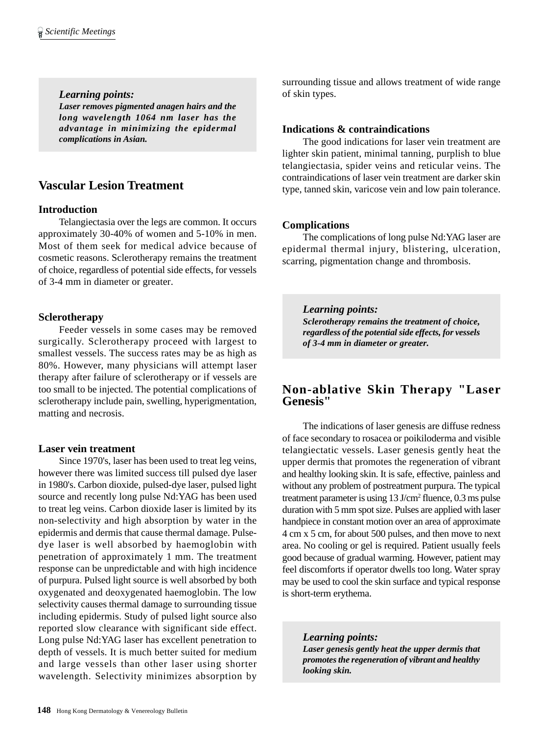*Learning points:*
***Laser removes pigmented anagen hairs and the long wavelength 1064 nm laser has the advantage in minimizing the epidermal complications in Asian.***

## Vascular Lesion Treatment

### Introduction

Telangiectasia over the legs are common. It occurs approximately 30-40% of women and 5-10% in men. Most of them seek for medical advice because of cosmetic reasons. Sclerotherapy remains the treatment of choice, regardless of potential side effects, for vessels of 3-4 mm in diameter or greater.

### Sclerotherapy

Feeder vessels in some cases may be removed surgically. Sclerotherapy proceed with largest to smallest vessels. The success rates may be as high as 80%. However, many physicians will attempt laser therapy after failure of sclerotherapy or if vessels are too small to be injected. The potential complications of sclerotherapy include pain, swelling, hyperigmentation, matting and necrosis.

### Laser vein treatment

Since 1970's, laser has been used to treat leg veins, however there was limited success till pulsed dye laser in 1980's. Carbon dioxide, pulsed-dye laser, pulsed light source and recently long pulse Nd:YAG has been used to treat leg veins. Carbon dioxide laser is limited by its non-selectivity and high absorption by water in the epidermis and dermis that cause thermal damage. Pulse-dye laser is well absorbed by haemoglobin with penetration of approximately 1 mm. The treatment response can be unpredictable and with high incidence of purpura. Pulsed light source is well absorbed by both oxygenated and deoxygenated haemoglobin. The low selectivity causes thermal damage to surrounding tissue including epidermis. Study of pulsed light source also reported slow clearance with significant side effect. Long pulse Nd:YAG laser has excellent penetration to depth of vessels. It is much better suited for medium and large vessels than other laser using shorter wavelength. Selectivity minimizes absorption by surrounding tissue and allows treatment of wide range of skin types.

### Indications & contraindications

The good indications for laser vein treatment are lighter skin patient, minimal tanning, purplish to blue telangiectasia, spider veins and reticular veins. The contraindications of laser vein treatment are darker skin type, tanned skin, varicose vein and low pain tolerance.

### Complications

The complications of long pulse Nd:YAG laser are epidermal thermal injury, blistering, ulceration, scarring, pigmentation change and thrombosis.

*Learning points:*
***Sclerotherapy remains the treatment of choice, regardless of the potential side effects, for vessels of 3-4 mm in diameter or greater.***

## Non-ablative Skin Therapy "Laser Genesis"

The indications of laser genesis are diffuse redness of face secondary to rosacea or poikiloderma and visible telangiectatic vessels. Laser genesis gently heat the upper dermis that promotes the regeneration of vibrant and healthy looking skin. It is safe, effective, painless and without any problem of postreatment purpura. The typical treatment parameter is using 13 J/cm$^2$ fluence, 0.3 ms pulse duration with 5 mm spot size. Pulses are applied with laser handpiece in constant motion over an area of approximate 4 cm x 5 cm, for about 500 pulses, and then move to next area. No cooling or gel is required. Patient usually feels good because of gradual warming. However, patient may feel discomforts if operator dwells too long. Water spray may be used to cool the skin surface and typical response is short-term erythema.

*Learning points:*
***Laser genesis gently heat the upper dermis that promotes the regeneration of vibrant and healthy looking skin.***